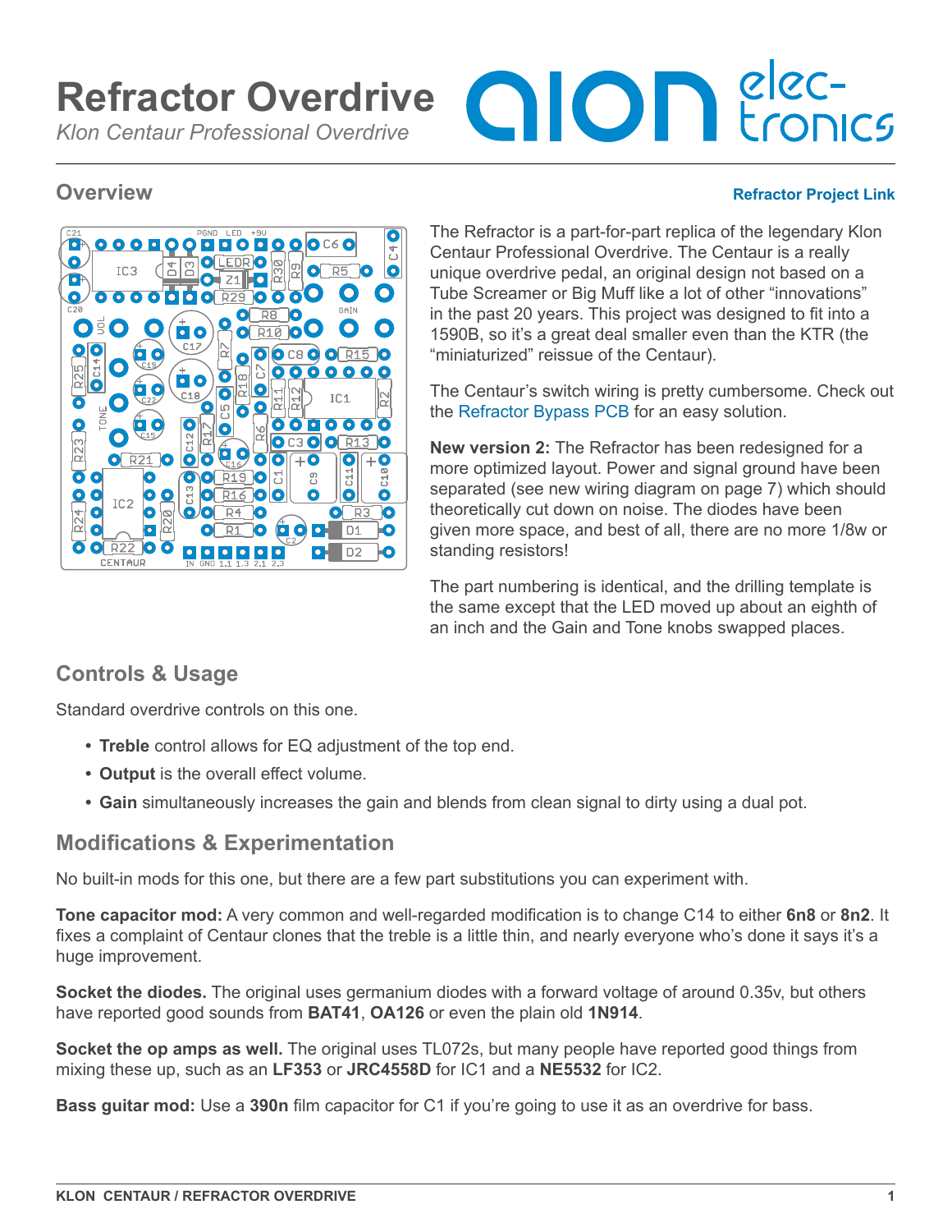# Refractor Overdrive

*Klon Centaur Professional Overdrive*

## Overview

**Refractor Project Link**

The Refractor is a part-for-part replica of the legendary Klon Centaur Professional Overdrive. The Centaur is a really unique overdrive pedal, an original design not based on a Tube Screamer or Big Muff like a lot of other "innovations" in the past 20 years. This project was designed to fit into a 1590B, so it's a great deal smaller even than the KTR (the "miniaturized" reissue of the Centaur).

The Centaur's switch wiring is pretty cumbersome. Check out the Refractor Bypass PCB for an easy solution.

**New version 2:** The Refractor has been redesigned for a more optimized layout. Power and signal ground have been separated (see new wiring diagram on page 7) which should theoretically cut down on noise. The diodes have been given more space, and best of all, there are no more 1/8w or standing resistors!

The part numbering is identical, and the drilling template is the same except that the LED moved up about an eighth of an inch and the Gain and Tone knobs swapped places.

## Controls & Usage

Standard overdrive controls on this one.

- **Treble** control allows for EQ adjustment of the top end.
- **Output** is the overall effect volume.
- **Gain** simultaneously increases the gain and blends from clean signal to dirty using a dual pot.

## Modifications & Experimentation

No built-in mods for this one, but there are a few part substitutions you can experiment with.

**Tone capacitor mod:** A very common and well-regarded modification is to change C14 to either **6n8** or **8n2**. It fixes a complaint of Centaur clones that the treble is a little thin, and nearly everyone who's done it says it's a huge improvement.

**Socket the diodes.** The original uses germanium diodes with a forward voltage of around 0.35v, but others have reported good sounds from **BAT41**, **OA126** or even the plain old **1N914**.

**Socket the op amps as well.** The original uses TL072s, but many people have reported good things from mixing these up, such as an **LF353** or **JRC4558D** for IC1 and a **NE5532** for IC2.

**Bass guitar mod:** Use a **390n** film capacitor for C1 if you're going to use it as an overdrive for bass.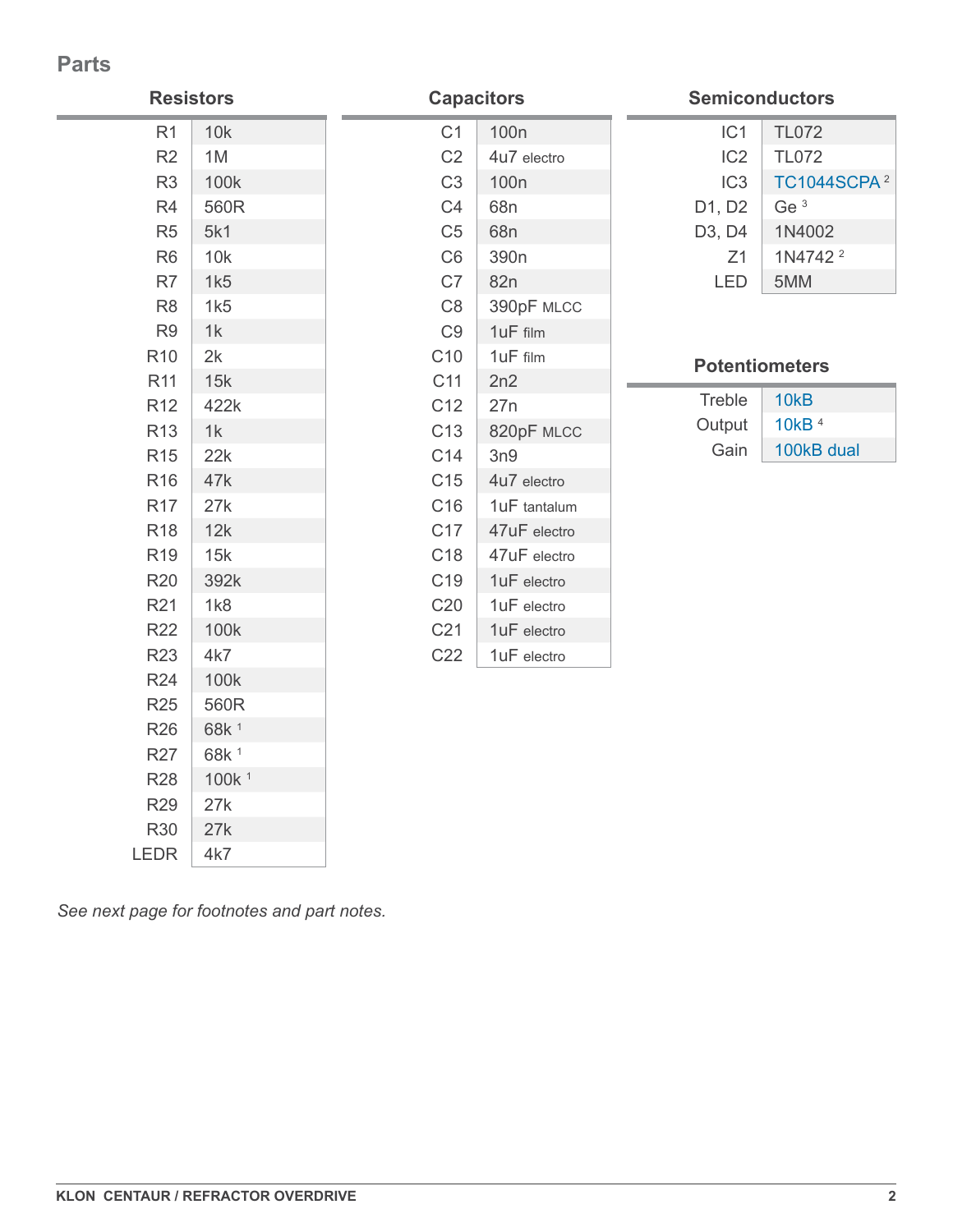## Parts

### Resistors

| | |
|---|---|
| R1 | 10k |
| R2 | 1M |
| R3 | 100k |
| R4 | 560R |
| R5 | 5k1 |
| R6 | 10k |
| R7 | 1k5 |
| R8 | 1k5 |
| R9 | 1k |
| R10 | 2k |
| R11 | 15k |
| R12 | 422k |
| R13 | 1k |
| R15 | 22k |
| R16 | 47k |
| R17 | 27k |
| R18 | 12k |
| R19 | 15k |
| R20 | 392k |
| R21 | 1k8 |
| R22 | 100k |
| R23 | 4k7 |
| R24 | 100k |
| R25 | 560R |
| R26 | 68k [1] |
| R27 | 68k [1] |
| R28 | 100k [1] |
| R29 | 27k |
| R30 | 27k |
| LEDR | 4k7 |

### Capacitors

| | |
|---|---|
| C1 | 100n |
| C2 | 4u7 electro |
| C3 | 100n |
| C4 | 68n |
| C5 | 68n |
| C6 | 390n |
| C7 | 82n |
| C8 | 390pF MLCC |
| C9 | 1uF film |
| C10 | 1uF film |
| C11 | 2n2 |
| C12 | 27n |
| C13 | 820pF MLCC |
| C14 | 3n9 |
| C15 | 4u7 electro |
| C16 | 1uF tantalum |
| C17 | 47uF electro |
| C18 | 47uF electro |
| C19 | 1uF electro |
| C20 | 1uF electro |
| C21 | 1uF electro |
| C22 | 1uF electro |

### Semiconductors

| | |
|---|---|
| IC1 | TL072 |
| IC2 | TL072 |
| IC3 | TC1044SCPA [2] |
| D1, D2 | Ge [3] |
| D3, D4 | 1N4002 |
| Z1 | 1N4742 [2] |
| LED | 5MM |

### Potentiometers

| | |
|---|---|
| Treble | 10kB |
| Output | 10kB [4] |
| Gain | 100kB dual |

*See next page for footnotes and part notes.*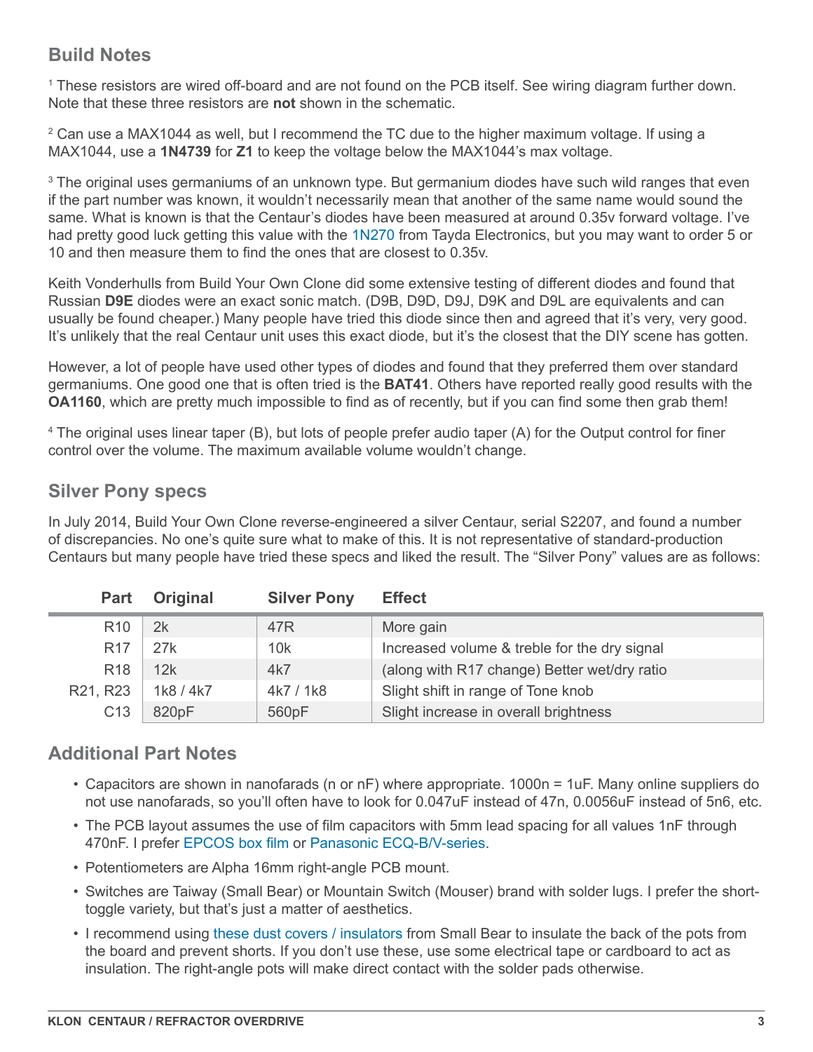## Build Notes

[1] These resistors are wired off-board and are not found on the PCB itself. See wiring diagram further down. Note that these three resistors are **not** shown in the schematic.

[2] Can use a MAX1044 as well, but I recommend the TC due to the higher maximum voltage. If using a MAX1044, use a **1N4739** for **Z1** to keep the voltage below the MAX1044's max voltage.

[3] The original uses germaniums of an unknown type. But germanium diodes have such wild ranges that even if the part number was known, it wouldn't necessarily mean that another of the same name would sound the same. What is known is that the Centaur's diodes have been measured at around 0.35v forward voltage. I've had pretty good luck getting this value with the 1N270 from Tayda Electronics, but you may want to order 5 or 10 and then measure them to find the ones that are closest to 0.35v.

Keith Vonderhulls from Build Your Own Clone did some extensive testing of different diodes and found that Russian **D9E** diodes were an exact sonic match. (D9B, D9D, D9J, D9K and D9L are equivalents and can usually be found cheaper.) Many people have tried this diode since then and agreed that it's very, very good. It's unlikely that the real Centaur unit uses this exact diode, but it's the closest that the DIY scene has gotten.

However, a lot of people have used other types of diodes and found that they preferred them over standard germaniums. One good one that is often tried is the **BAT41**. Others have reported really good results with the **OA1160**, which are pretty much impossible to find as of recently, but if you can find some then grab them!

[4] The original uses linear taper (B), but lots of people prefer audio taper (A) for the Output control for finer control over the volume. The maximum available volume wouldn't change.

## Silver Pony specs

In July 2014, Build Your Own Clone reverse-engineered a silver Centaur, serial S2207, and found a number of discrepancies. No one's quite sure what to make of this. It is not representative of standard-production Centaurs but many people have tried these specs and liked the result. The "Silver Pony" values are as follows:

| Part | Original | Silver Pony | Effect |
|---|---|---|---|
| R10 | 2k | 47R | More gain |
| R17 | 27k | 10k | Increased volume & treble for the dry signal |
| R18 | 12k | 4k7 | (along with R17 change) Better wet/dry ratio |
| R21, R23 | 1k8 / 4k7 | 4k7 / 1k8 | Slight shift in range of Tone knob |
| C13 | 820pF | 560pF | Slight increase in overall brightness |

## Additional Part Notes

- Capacitors are shown in nanofarads (n or nF) where appropriate. 1000n = 1uF. Many online suppliers do not use nanofarads, so you'll often have to look for 0.047uF instead of 47n, 0.0056uF instead of 5n6, etc.
- The PCB layout assumes the use of film capacitors with 5mm lead spacing for all values 1nF through 470nF. I prefer EPCOS box film or Panasonic ECQ-B/V-series.
- Potentiometers are Alpha 16mm right-angle PCB mount.
- Switches are Taiway (Small Bear) or Mountain Switch (Mouser) brand with solder lugs. I prefer the short-toggle variety, but that's just a matter of aesthetics.
- I recommend using these dust covers / insulators from Small Bear to insulate the back of the pots from the board and prevent shorts. If you don't use these, use some electrical tape or cardboard to act as insulation. The right-angle pots will make direct contact with the solder pads otherwise.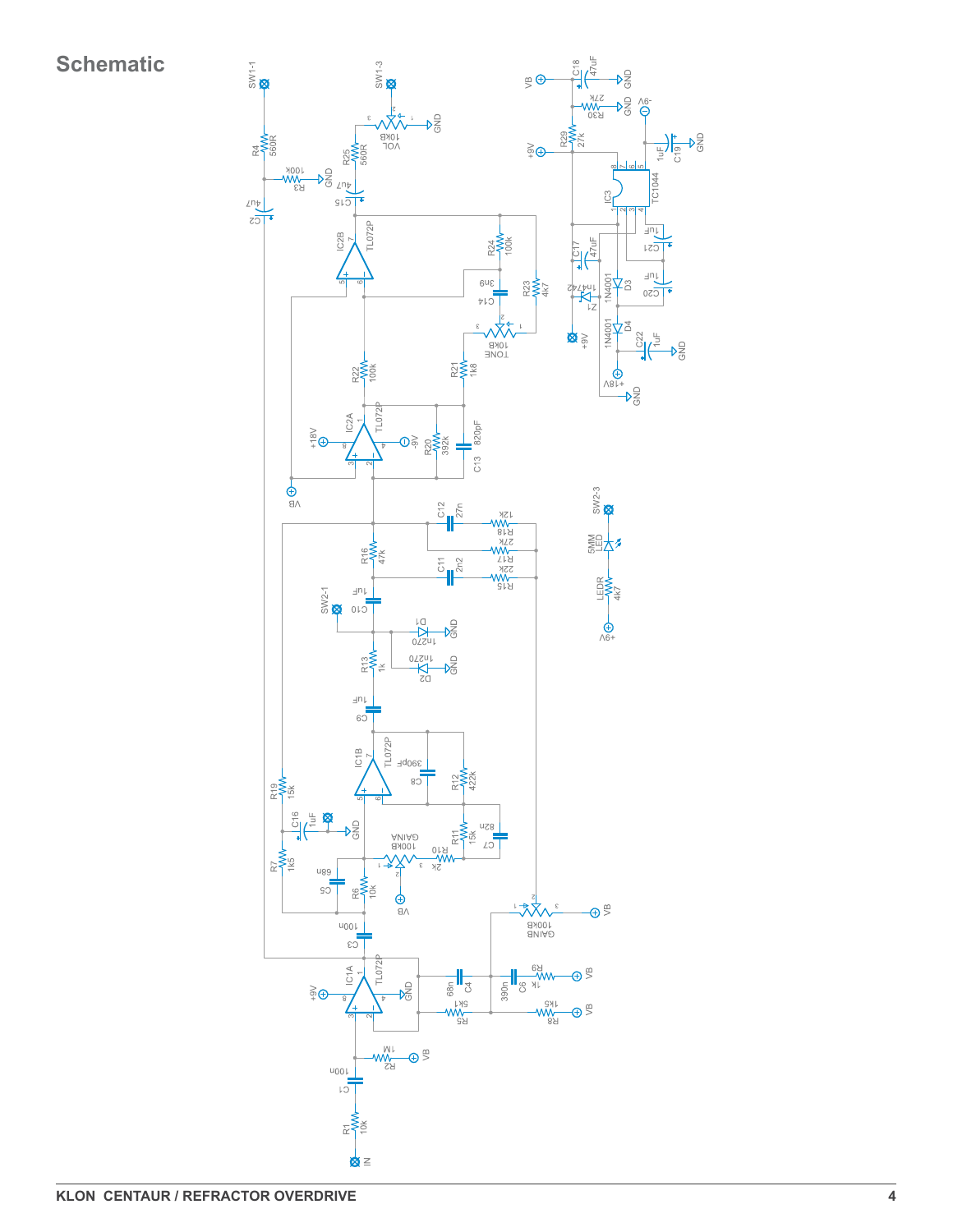# Schematic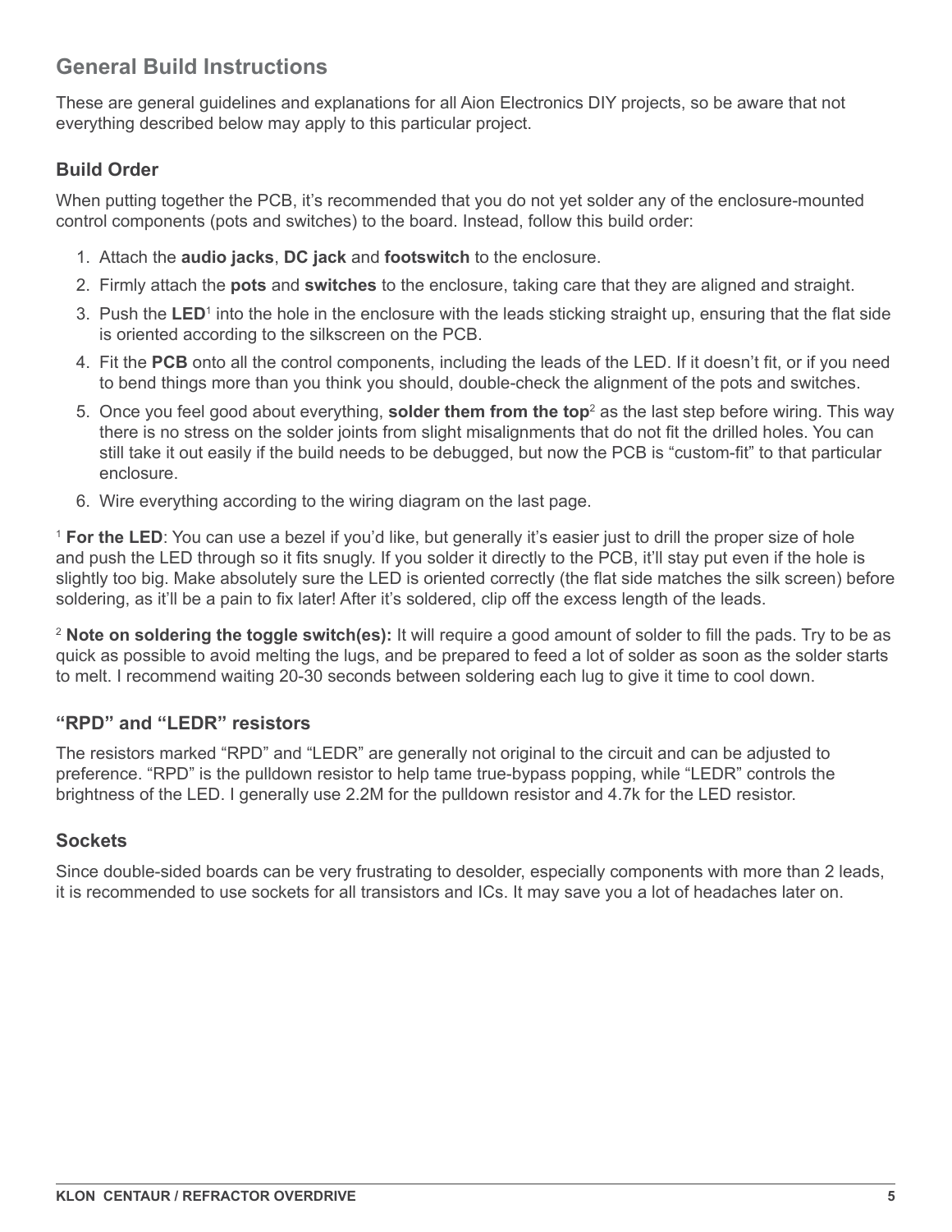## General Build Instructions

These are general guidelines and explanations for all Aion Electronics DIY projects, so be aware that not everything described below may apply to this particular project.

### Build Order

When putting together the PCB, it's recommended that you do not yet solder any of the enclosure-mounted control components (pots and switches) to the board. Instead, follow this build order:

1. Attach the **audio jacks**, **DC jack** and **footswitch** to the enclosure.
2. Firmly attach the **pots** and **switches** to the enclosure, taking care that they are aligned and straight.
3. Push the **LED**[1] into the hole in the enclosure with the leads sticking straight up, ensuring that the flat side is oriented according to the silkscreen on the PCB.
4. Fit the **PCB** onto all the control components, including the leads of the LED. If it doesn't fit, or if you need to bend things more than you think you should, double-check the alignment of the pots and switches.
5. Once you feel good about everything, **solder them from the top**[2] as the last step before wiring. This way there is no stress on the solder joints from slight misalignments that do not fit the drilled holes. You can still take it out easily if the build needs to be debugged, but now the PCB is "custom-fit" to that particular enclosure.
6. Wire everything according to the wiring diagram on the last page.

[1] **For the LED**: You can use a bezel if you'd like, but generally it's easier just to drill the proper size of hole and push the LED through so it fits snugly. If you solder it directly to the PCB, it'll stay put even if the hole is slightly too big. Make absolutely sure the LED is oriented correctly (the flat side matches the silk screen) before soldering, as it'll be a pain to fix later! After it's soldered, clip off the excess length of the leads.

[2] **Note on soldering the toggle switch(es):** It will require a good amount of solder to fill the pads. Try to be as quick as possible to avoid melting the lugs, and be prepared to feed a lot of solder as soon as the solder starts to melt. I recommend waiting 20-30 seconds between soldering each lug to give it time to cool down.

### "RPD" and "LEDR" resistors

The resistors marked "RPD" and "LEDR" are generally not original to the circuit and can be adjusted to preference. "RPD" is the pulldown resistor to help tame true-bypass popping, while "LEDR" controls the brightness of the LED. I generally use 2.2M for the pulldown resistor and 4.7k for the LED resistor.

### Sockets

Since double-sided boards can be very frustrating to desolder, especially components with more than 2 leads, it is recommended to use sockets for all transistors and ICs. It may save you a lot of headaches later on.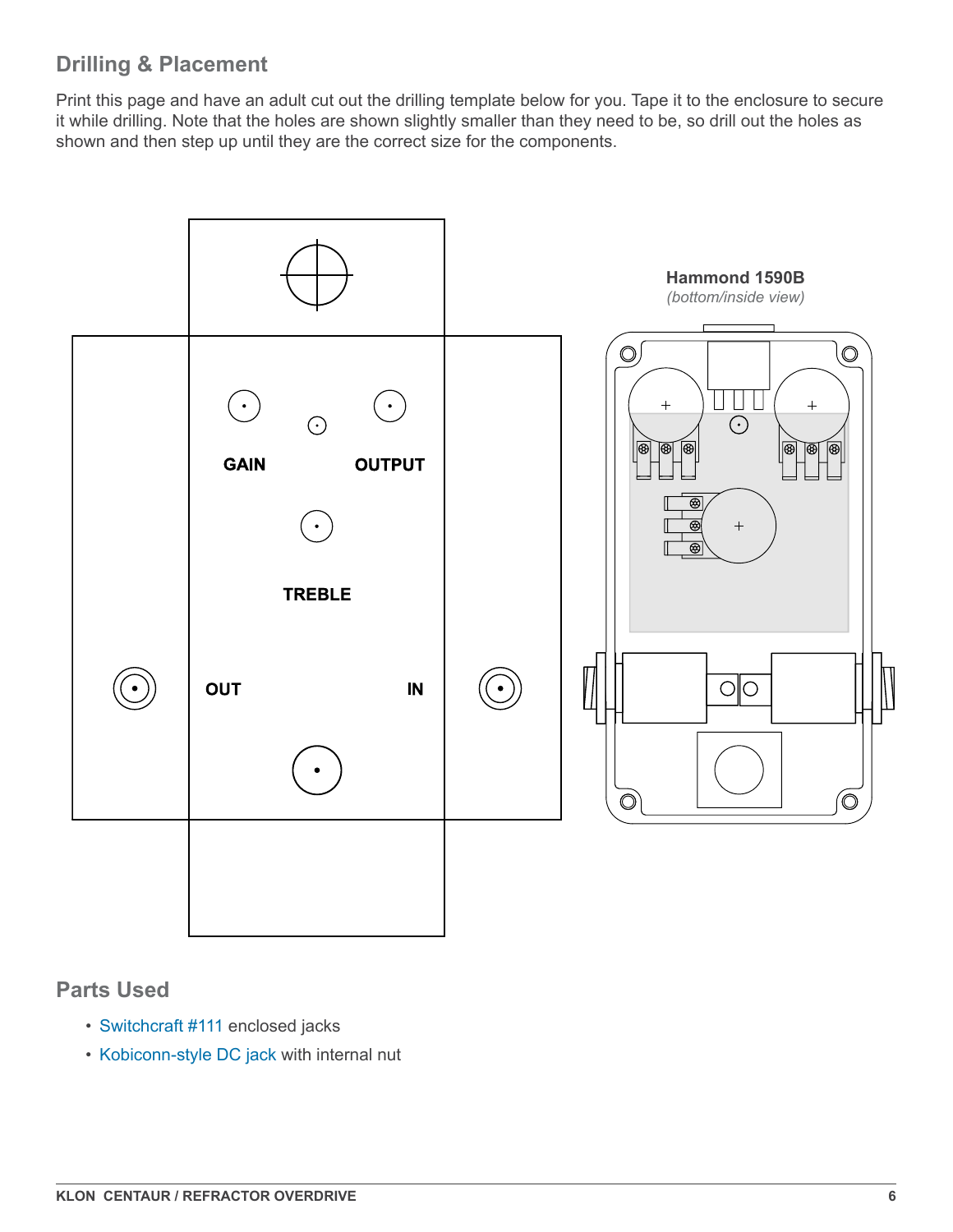## Drilling & Placement

Print this page and have an adult cut out the drilling template below for you. Tape it to the enclosure to secure it while drilling. Note that the holes are shown slightly smaller than they need to be, so drill out the holes as shown and then step up until they are the correct size for the components.

GAIN

OUTPUT

TREBLE

OUT

IN

**Hammond 1590B**
*(bottom/inside view)*

## Parts Used

- Switchcraft #111 enclosed jacks
- Kobiconn-style DC jack with internal nut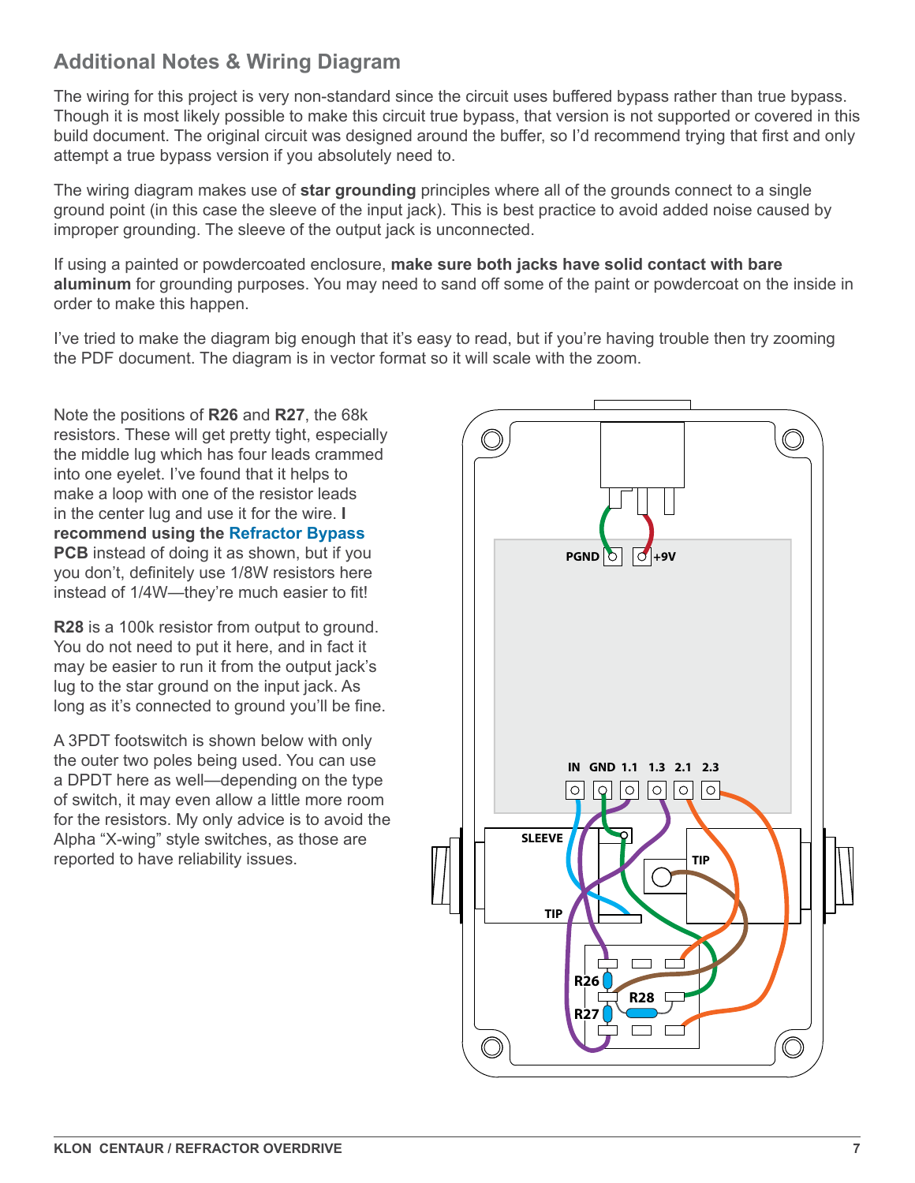## Additional Notes & Wiring Diagram

The wiring for this project is very non-standard since the circuit uses buffered bypass rather than true bypass. Though it is most likely possible to make this circuit true bypass, that version is not supported or covered in this build document. The original circuit was designed around the buffer, so I'd recommend trying that first and only attempt a true bypass version if you absolutely need to.

The wiring diagram makes use of **star grounding** principles where all of the grounds connect to a single ground point (in this case the sleeve of the input jack). This is best practice to avoid added noise caused by improper grounding. The sleeve of the output jack is unconnected.

If using a painted or powdercoated enclosure, **make sure both jacks have solid contact with bare aluminum** for grounding purposes. You may need to sand off some of the paint or powdercoat on the inside in order to make this happen.

I've tried to make the diagram big enough that it's easy to read, but if you're having trouble then try zooming the PDF document. The diagram is in vector format so it will scale with the zoom.

Note the positions of **R26** and **R27**, the 68k resistors. These will get pretty tight, especially the middle lug which has four leads crammed into one eyelet. I've found that it helps to make a loop with one of the resistor leads in the center lug and use it for the wire. **I recommend using the Refractor Bypass PCB** instead of doing it as shown, but if you you don't, definitely use 1/8W resistors here instead of 1/4W—they're much easier to fit!

**R28** is a 100k resistor from output to ground. You do not need to put it here, and in fact it may be easier to run it from the output jack's lug to the star ground on the input jack. As long as it's connected to ground you'll be fine.

A 3PDT footswitch is shown below with only the outer two poles being used. You can use a DPDT here as well—depending on the type of switch, it may even allow a little more room for the resistors. My only advice is to avoid the Alpha "X-wing" style switches, as those are reported to have reliability issues.

PGND +9V

IN GND 1.1 1.3 2.1 2.3

SLEEVE

TIP

TIP

R26

R28

R27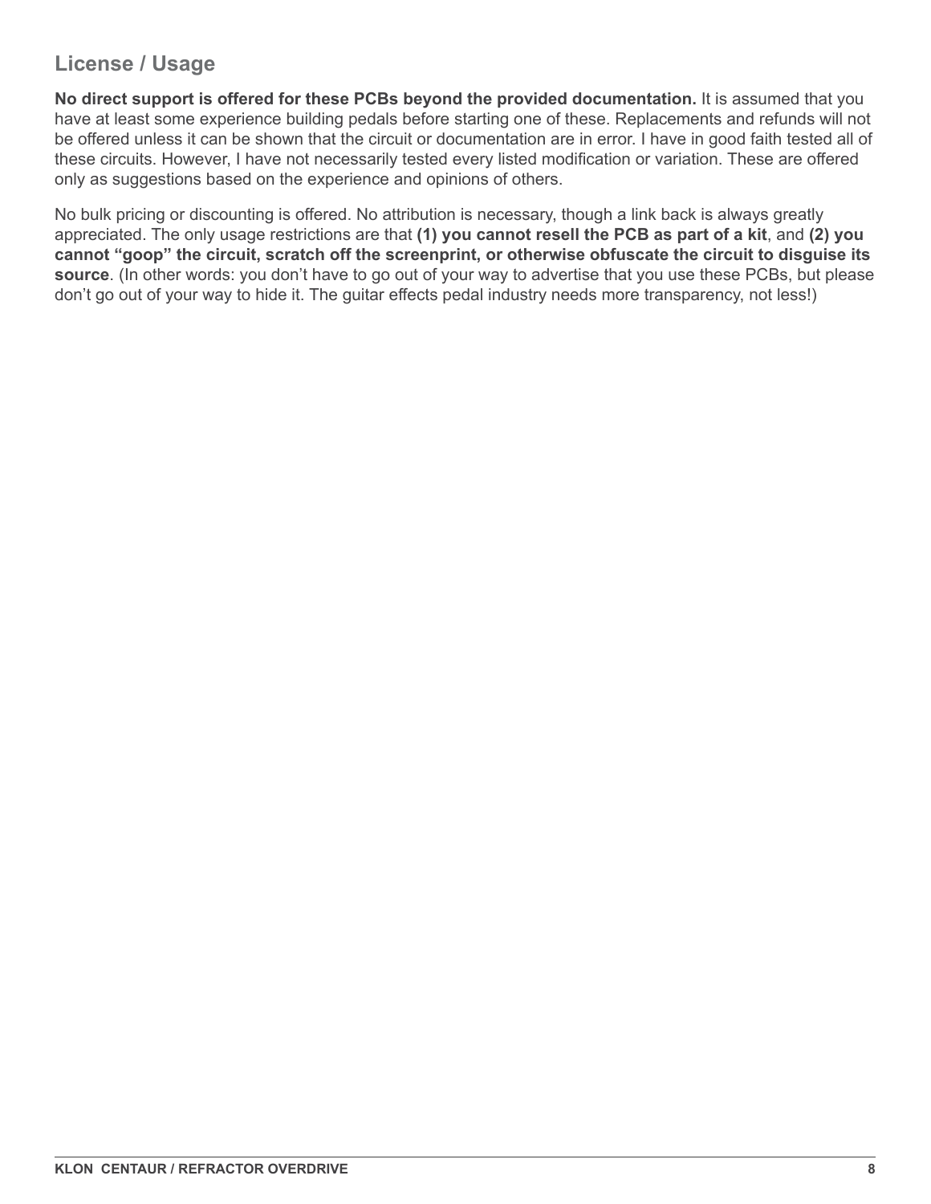## License / Usage

**No direct support is offered for these PCBs beyond the provided documentation.** It is assumed that you have at least some experience building pedals before starting one of these. Replacements and refunds will not be offered unless it can be shown that the circuit or documentation are in error. I have in good faith tested all of these circuits. However, I have not necessarily tested every listed modification or variation. These are offered only as suggestions based on the experience and opinions of others.

No bulk pricing or discounting is offered. No attribution is necessary, though a link back is always greatly appreciated. The only usage restrictions are that **(1) you cannot resell the PCB as part of a kit**, and **(2) you cannot "goop" the circuit, scratch off the screenprint, or otherwise obfuscate the circuit to disguise its source**. (In other words: you don't have to go out of your way to advertise that you use these PCBs, but please don't go out of your way to hide it. The guitar effects pedal industry needs more transparency, not less!)